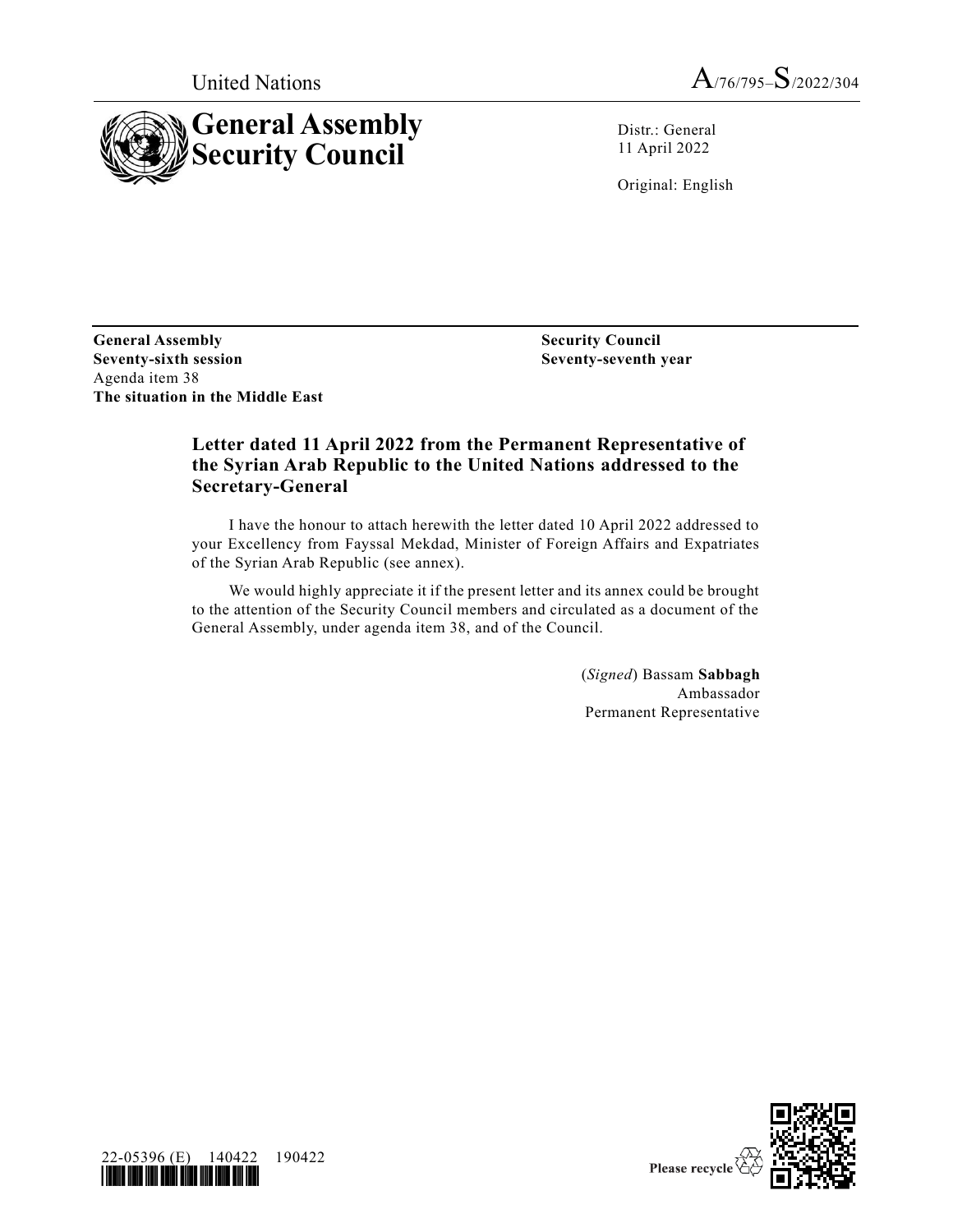United Nations A/76/795–S/2022/304

# General Assembly Security Council

Distr.: General
11 April 2022

Original: English

**General Assembly**
**Seventy-sixth session**
Agenda item 38
**The situation in the Middle East**

**Security Council**
**Seventy-seventh year**

## Letter dated 11 April 2022 from the Permanent Representative of the Syrian Arab Republic to the United Nations addressed to the Secretary-General

I have the honour to attach herewith the letter dated 10 April 2022 addressed to your Excellency from Fayssal Mekdad, Minister of Foreign Affairs and Expatriates of the Syrian Arab Republic (see annex).

We would highly appreciate it if the present letter and its annex could be brought to the attention of the Security Council members and circulated as a document of the General Assembly, under agenda item 38, and of the Council.

(*Signed*) Bassam **Sabbagh**
Ambassador
Permanent Representative

22-05396 (E) 140422 190422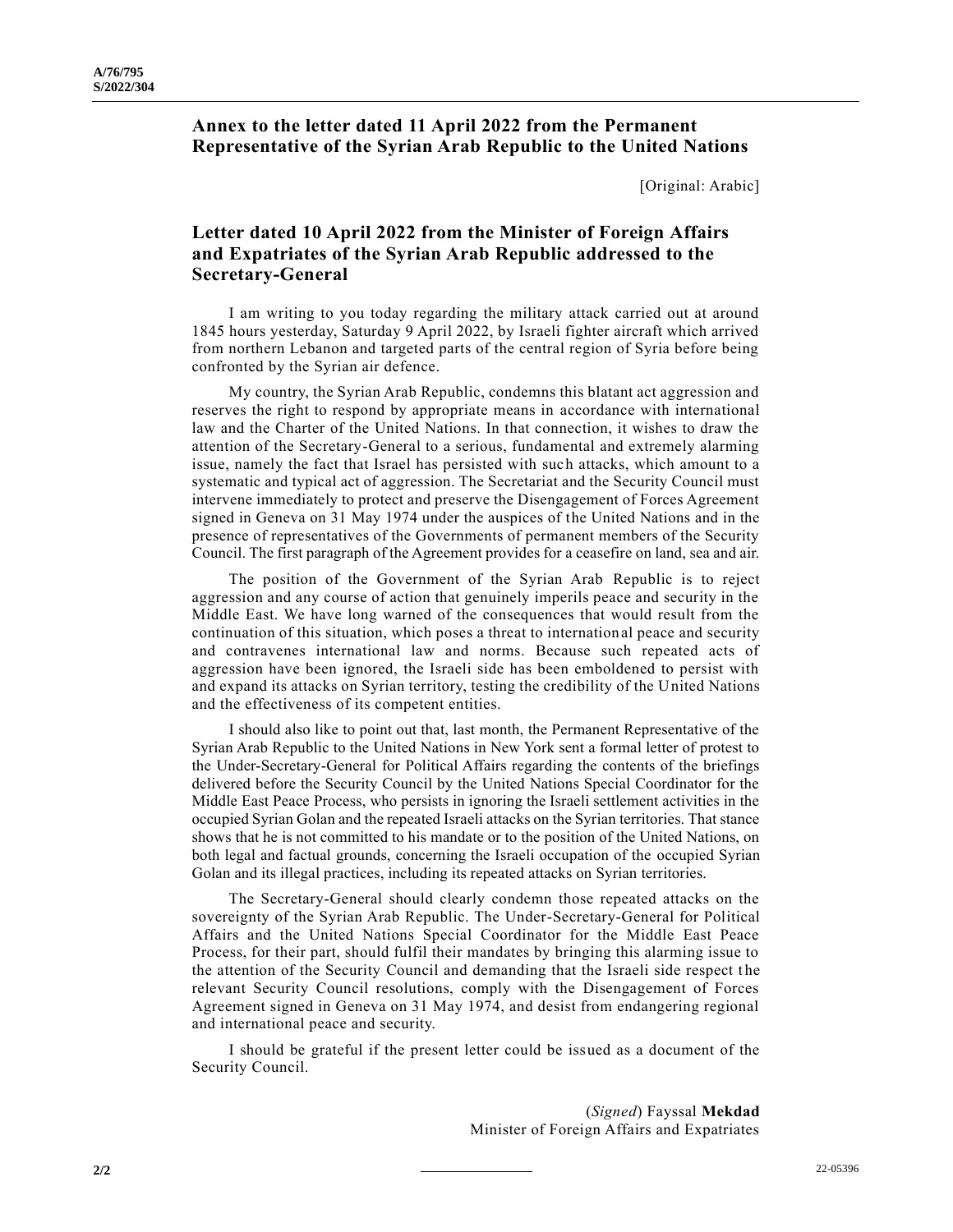## Annex to the letter dated 11 April 2022 from the Permanent Representative of the Syrian Arab Republic to the United Nations

[Original: Arabic]

## Letter dated 10 April 2022 from the Minister of Foreign Affairs and Expatriates of the Syrian Arab Republic addressed to the Secretary-General

I am writing to you today regarding the military attack carried out at around 1845 hours yesterday, Saturday 9 April 2022, by Israeli fighter aircraft which arrived from northern Lebanon and targeted parts of the central region of Syria before being confronted by the Syrian air defence.

My country, the Syrian Arab Republic, condemns this blatant act aggression and reserves the right to respond by appropriate means in accordance with international law and the Charter of the United Nations. In that connection, it wishes to draw the attention of the Secretary-General to a serious, fundamental and extremely alarming issue, namely the fact that Israel has persisted with such attacks, which amount to a systematic and typical act of aggression. The Secretariat and the Security Council must intervene immediately to protect and preserve the Disengagement of Forces Agreement signed in Geneva on 31 May 1974 under the auspices of the United Nations and in the presence of representatives of the Governments of permanent members of the Security Council. The first paragraph of the Agreement provides for a ceasefire on land, sea and air.

The position of the Government of the Syrian Arab Republic is to reject aggression and any course of action that genuinely imperils peace and security in the Middle East. We have long warned of the consequences that would result from the continuation of this situation, which poses a threat to international peace and security and contravenes international law and norms. Because such repeated acts of aggression have been ignored, the Israeli side has been emboldened to persist with and expand its attacks on Syrian territory, testing the credibility of the United Nations and the effectiveness of its competent entities.

I should also like to point out that, last month, the Permanent Representative of the Syrian Arab Republic to the United Nations in New York sent a formal letter of protest to the Under-Secretary-General for Political Affairs regarding the contents of the briefings delivered before the Security Council by the United Nations Special Coordinator for the Middle East Peace Process, who persists in ignoring the Israeli settlement activities in the occupied Syrian Golan and the repeated Israeli attacks on the Syrian territories. That stance shows that he is not committed to his mandate or to the position of the United Nations, on both legal and factual grounds, concerning the Israeli occupation of the occupied Syrian Golan and its illegal practices, including its repeated attacks on Syrian territories.

The Secretary-General should clearly condemn those repeated attacks on the sovereignty of the Syrian Arab Republic. The Under-Secretary-General for Political Affairs and the United Nations Special Coordinator for the Middle East Peace Process, for their part, should fulfil their mandates by bringing this alarming issue to the attention of the Security Council and demanding that the Israeli side respect the relevant Security Council resolutions, comply with the Disengagement of Forces Agreement signed in Geneva on 31 May 1974, and desist from endangering regional and international peace and security.

I should be grateful if the present letter could be issued as a document of the Security Council.

(*Signed*) Fayssal **Mekdad**
Minister of Foreign Affairs and Expatriates